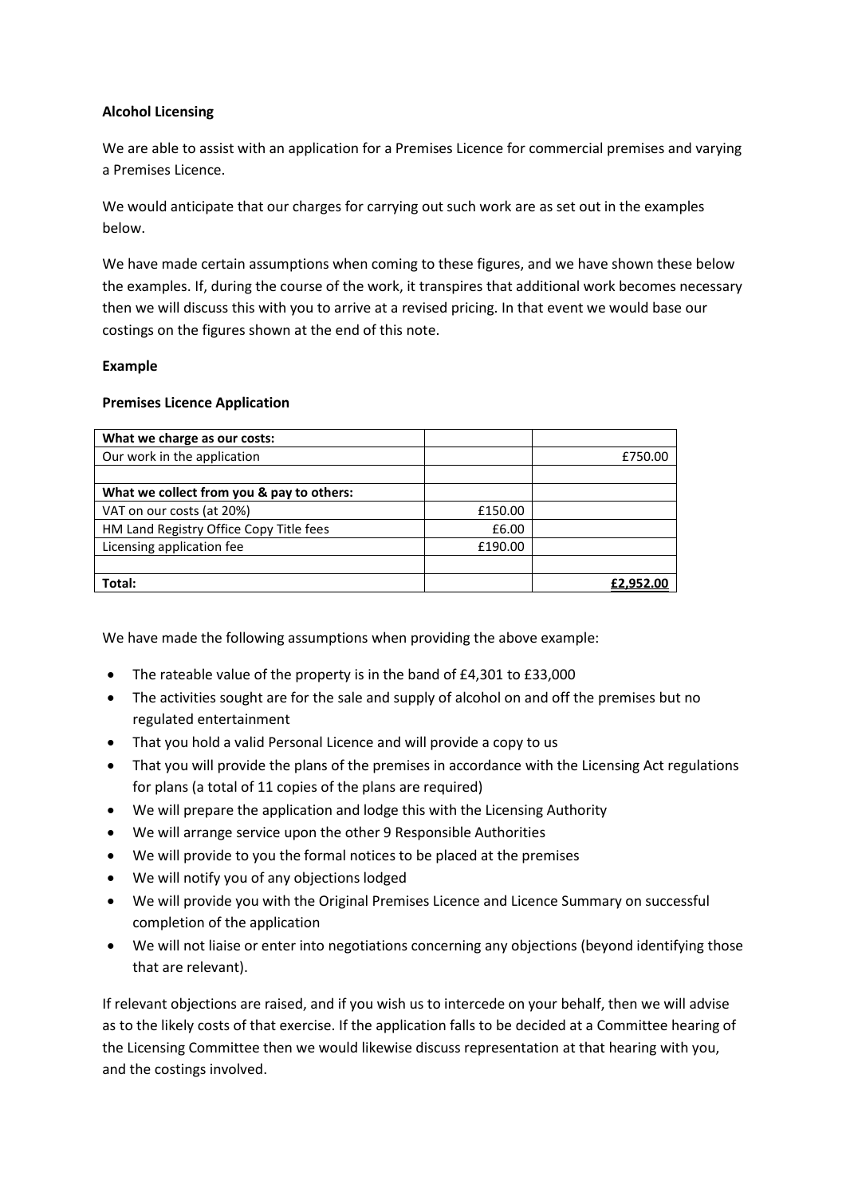**Alcohol Licensing**

We are able to assist with an application for a Premises Licence for commercial premises and varying a Premises Licence.

We would anticipate that our charges for carrying out such work are as set out in the examples below.

We have made certain assumptions when coming to these figures, and we have shown these below the examples. If, during the course of the work, it transpires that additional work becomes necessary then we will discuss this with you to arrive at a revised pricing. In that event we would base our costings on the figures shown at the end of this note.

**Example**

**Premises Licence Application**

| What we charge as our costs: | | |
|---|---|---|
| Our work in the application | | £750.00 |
| | | |
| **What we collect from you & pay to others:** | | |
| VAT on our costs (at 20%) | £150.00 | |
| HM Land Registry Office Copy Title fees | £6.00 | |
| Licensing application fee | £190.00 | |
| | | |
| **Total:** | | **£2,952.00** |

We have made the following assumptions when providing the above example:

- The rateable value of the property is in the band of £4,301 to £33,000
- The activities sought are for the sale and supply of alcohol on and off the premises but no regulated entertainment
- That you hold a valid Personal Licence and will provide a copy to us
- That you will provide the plans of the premises in accordance with the Licensing Act regulations for plans (a total of 11 copies of the plans are required)
- We will prepare the application and lodge this with the Licensing Authority
- We will arrange service upon the other 9 Responsible Authorities
- We will provide to you the formal notices to be placed at the premises
- We will notify you of any objections lodged
- We will provide you with the Original Premises Licence and Licence Summary on successful completion of the application
- We will not liaise or enter into negotiations concerning any objections (beyond identifying those that are relevant).

If relevant objections are raised, and if you wish us to intercede on your behalf, then we will advise as to the likely costs of that exercise. If the application falls to be decided at a Committee hearing of the Licensing Committee then we would likewise discuss representation at that hearing with you, and the costings involved.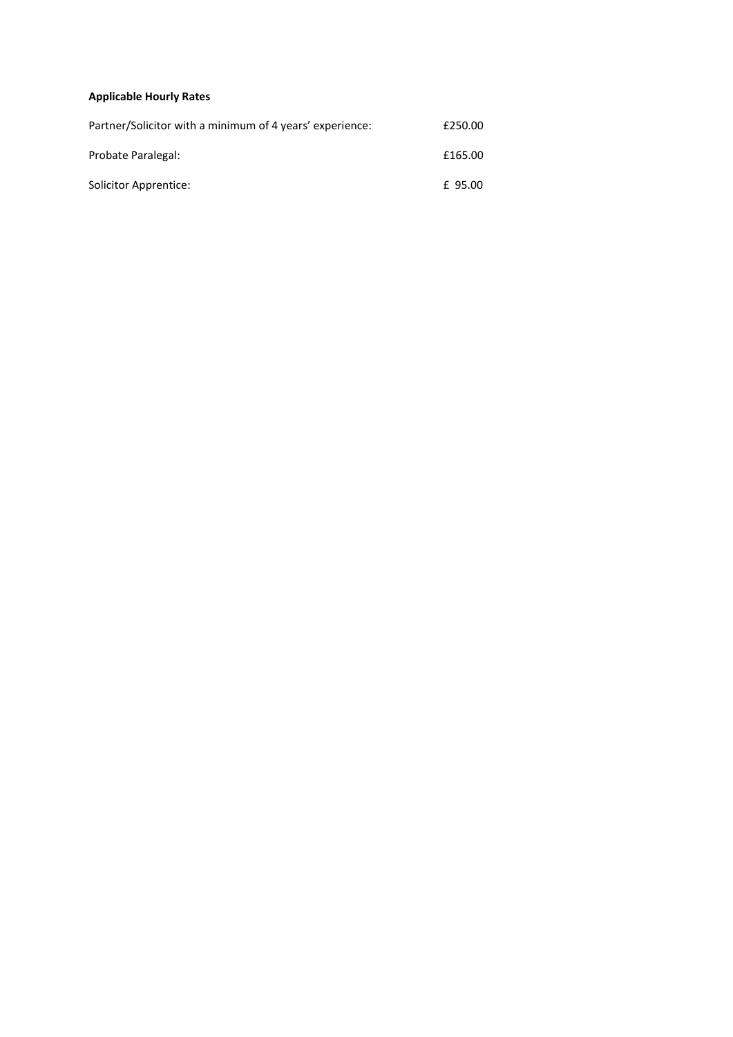**Applicable Hourly Rates**

| | |
|---|---|
| Partner/Solicitor with a minimum of 4 years' experience: | £250.00 |
| Probate Paralegal: | £165.00 |
| Solicitor Apprentice: | £ 95.00 |